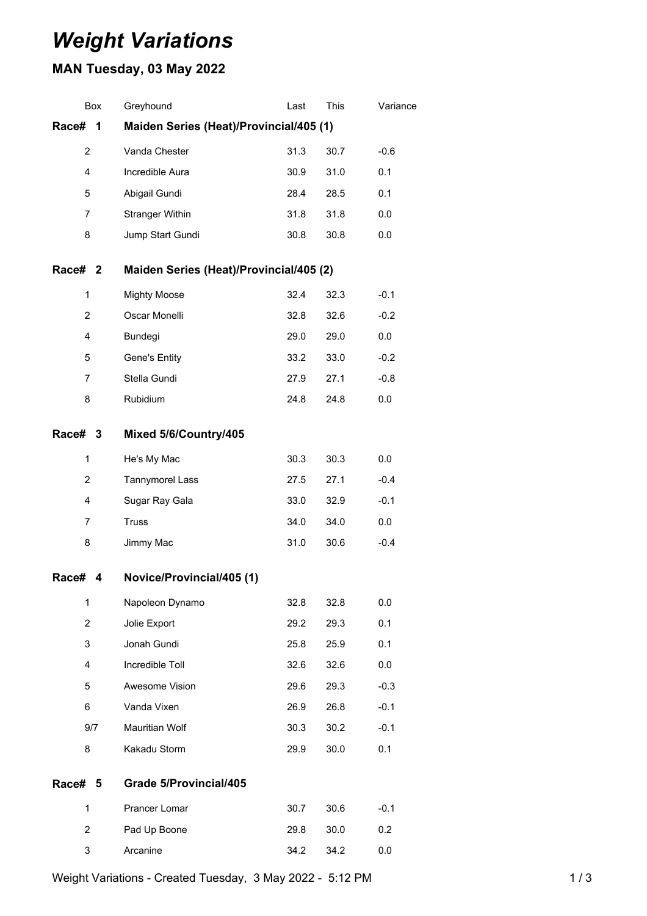# *Weight Variations*

## MAN Tuesday, 03 May 2022

| Box | Greyhound | Last | This | Variance |
|---|---|---|---|---|
| **Race# 1** | **Maiden Series (Heat)/Provincial/405 (1)** | | | |
| 2 | Vanda Chester | 31.3 | 30.7 | -0.6 |
| 4 | Incredible Aura | 30.9 | 31.0 | 0.1 |
| 5 | Abigail Gundi | 28.4 | 28.5 | 0.1 |
| 7 | Stranger Within | 31.8 | 31.8 | 0.0 |
| 8 | Jump Start Gundi | 30.8 | 30.8 | 0.0 |
| **Race# 2** | **Maiden Series (Heat)/Provincial/405 (2)** | | | |
| 1 | Mighty Moose | 32.4 | 32.3 | -0.1 |
| 2 | Oscar Monelli | 32.8 | 32.6 | -0.2 |
| 4 | Bundegi | 29.0 | 29.0 | 0.0 |
| 5 | Gene's Entity | 33.2 | 33.0 | -0.2 |
| 7 | Stella Gundi | 27.9 | 27.1 | -0.8 |
| 8 | Rubidium | 24.8 | 24.8 | 0.0 |
| **Race# 3** | **Mixed 5/6/Country/405** | | | |
| 1 | He's My Mac | 30.3 | 30.3 | 0.0 |
| 2 | Tannymorel Lass | 27.5 | 27.1 | -0.4 |
| 4 | Sugar Ray Gala | 33.0 | 32.9 | -0.1 |
| 7 | Truss | 34.0 | 34.0 | 0.0 |
| 8 | Jimmy Mac | 31.0 | 30.6 | -0.4 |
| **Race# 4** | **Novice/Provincial/405 (1)** | | | |
| 1 | Napoleon Dynamo | 32.8 | 32.8 | 0.0 |
| 2 | Jolie Export | 29.2 | 29.3 | 0.1 |
| 3 | Jonah Gundi | 25.8 | 25.9 | 0.1 |
| 4 | Incredible Toll | 32.6 | 32.6 | 0.0 |
| 5 | Awesome Vision | 29.6 | 29.3 | -0.3 |
| 6 | Vanda Vixen | 26.9 | 26.8 | -0.1 |
| 9/7 | Mauritian Wolf | 30.3 | 30.2 | -0.1 |
| 8 | Kakadu Storm | 29.9 | 30.0 | 0.1 |
| **Race# 5** | **Grade 5/Provincial/405** | | | |
| 1 | Prancer Lomar | 30.7 | 30.6 | -0.1 |
| 2 | Pad Up Boone | 29.8 | 30.0 | 0.2 |
| 3 | Arcanine | 34.2 | 34.2 | 0.0 |

Weight Variations - Created Tuesday, 3 May 2022 - 5:12 PM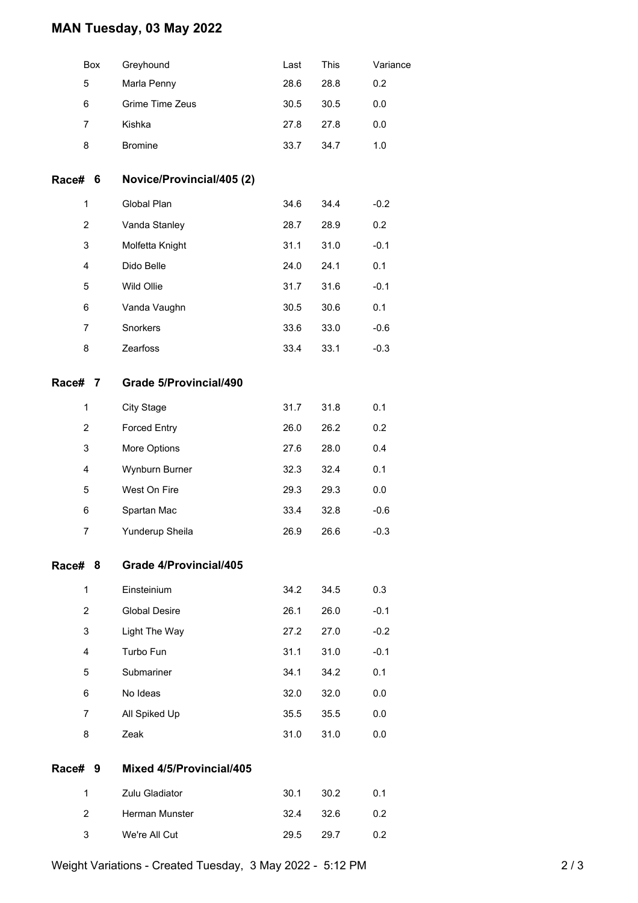# MAN Tuesday, 03 May 2022

| Box | Greyhound | Last | This | Variance |
|---|---|---|---|---|
| 5 | Marla Penny | 28.6 | 28.8 | 0.2 |
| 6 | Grime Time Zeus | 30.5 | 30.5 | 0.0 |
| 7 | Kishka | 27.8 | 27.8 | 0.0 |
| 8 | Bromine | 33.7 | 34.7 | 1.0 |

## Race# 6 Novice/Provincial/405 (2)

| Box | Greyhound | Last | This | Variance |
|---|---|---|---|---|
| 1 | Global Plan | 34.6 | 34.4 | -0.2 |
| 2 | Vanda Stanley | 28.7 | 28.9 | 0.2 |
| 3 | Molfetta Knight | 31.1 | 31.0 | -0.1 |
| 4 | Dido Belle | 24.0 | 24.1 | 0.1 |
| 5 | Wild Ollie | 31.7 | 31.6 | -0.1 |
| 6 | Vanda Vaughn | 30.5 | 30.6 | 0.1 |
| 7 | Snorkers | 33.6 | 33.0 | -0.6 |
| 8 | Zearfoss | 33.4 | 33.1 | -0.3 |

## Race# 7 Grade 5/Provincial/490

| Box | Greyhound | Last | This | Variance |
|---|---|---|---|---|
| 1 | City Stage | 31.7 | 31.8 | 0.1 |
| 2 | Forced Entry | 26.0 | 26.2 | 0.2 |
| 3 | More Options | 27.6 | 28.0 | 0.4 |
| 4 | Wynburn Burner | 32.3 | 32.4 | 0.1 |
| 5 | West On Fire | 29.3 | 29.3 | 0.0 |
| 6 | Spartan Mac | 33.4 | 32.8 | -0.6 |
| 7 | Yunderup Sheila | 26.9 | 26.6 | -0.3 |

## Race# 8 Grade 4/Provincial/405

| Box | Greyhound | Last | This | Variance |
|---|---|---|---|---|
| 1 | Einsteinium | 34.2 | 34.5 | 0.3 |
| 2 | Global Desire | 26.1 | 26.0 | -0.1 |
| 3 | Light The Way | 27.2 | 27.0 | -0.2 |
| 4 | Turbo Fun | 31.1 | 31.0 | -0.1 |
| 5 | Submariner | 34.1 | 34.2 | 0.1 |
| 6 | No Ideas | 32.0 | 32.0 | 0.0 |
| 7 | All Spiked Up | 35.5 | 35.5 | 0.0 |
| 8 | Zeak | 31.0 | 31.0 | 0.0 |

## Race# 9 Mixed 4/5/Provincial/405

| Box | Greyhound | Last | This | Variance |
|---|---|---|---|---|
| 1 | Zulu Gladiator | 30.1 | 30.2 | 0.1 |
| 2 | Herman Munster | 32.4 | 32.6 | 0.2 |
| 3 | We're All Cut | 29.5 | 29.7 | 0.2 |

Weight Variations - Created Tuesday, 3 May 2022 - 5:12 PM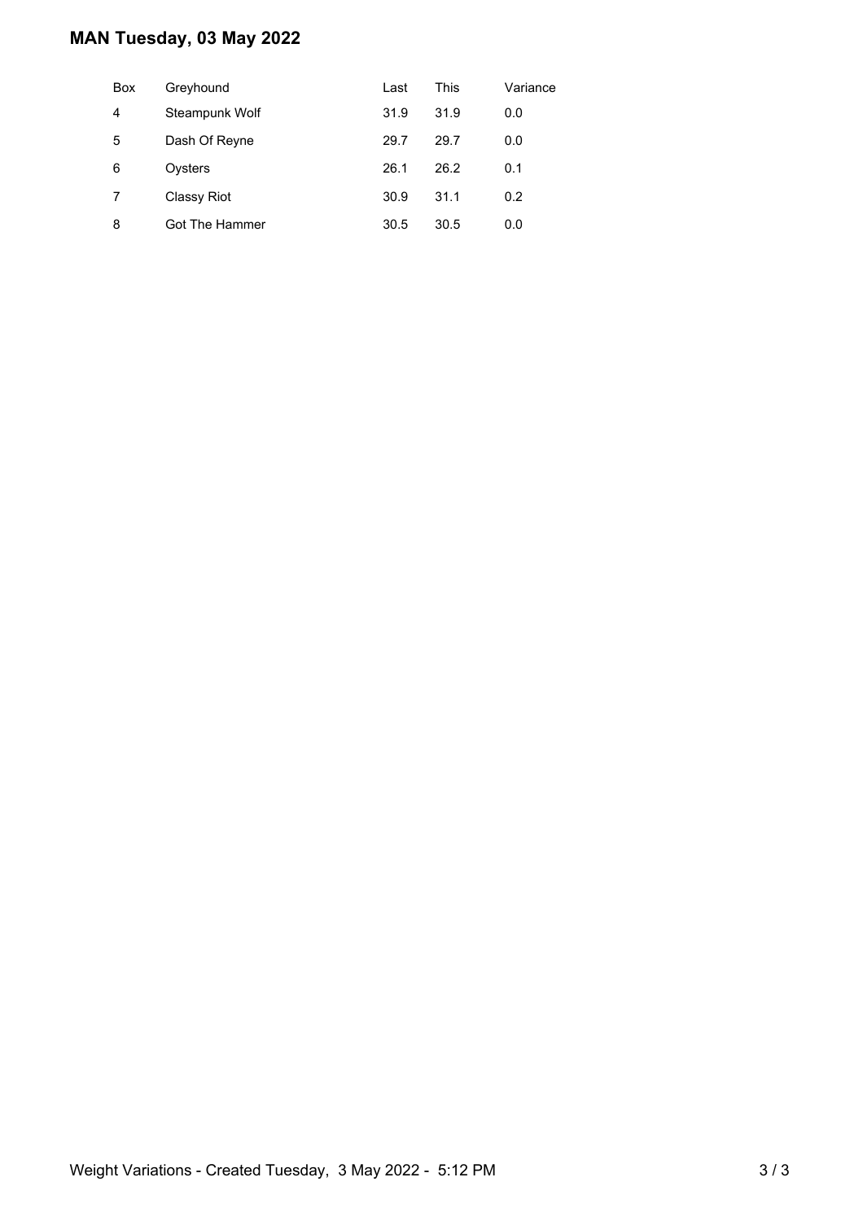## MAN Tuesday, 03 May 2022

| Box | Greyhound | Last | This | Variance |
|---|---|---|---|---|
| 4 | Steampunk Wolf | 31.9 | 31.9 | 0.0 |
| 5 | Dash Of Reyne | 29.7 | 29.7 | 0.0 |
| 6 | Oysters | 26.1 | 26.2 | 0.1 |
| 7 | Classy Riot | 30.9 | 31.1 | 0.2 |
| 8 | Got The Hammer | 30.5 | 30.5 | 0.0 |